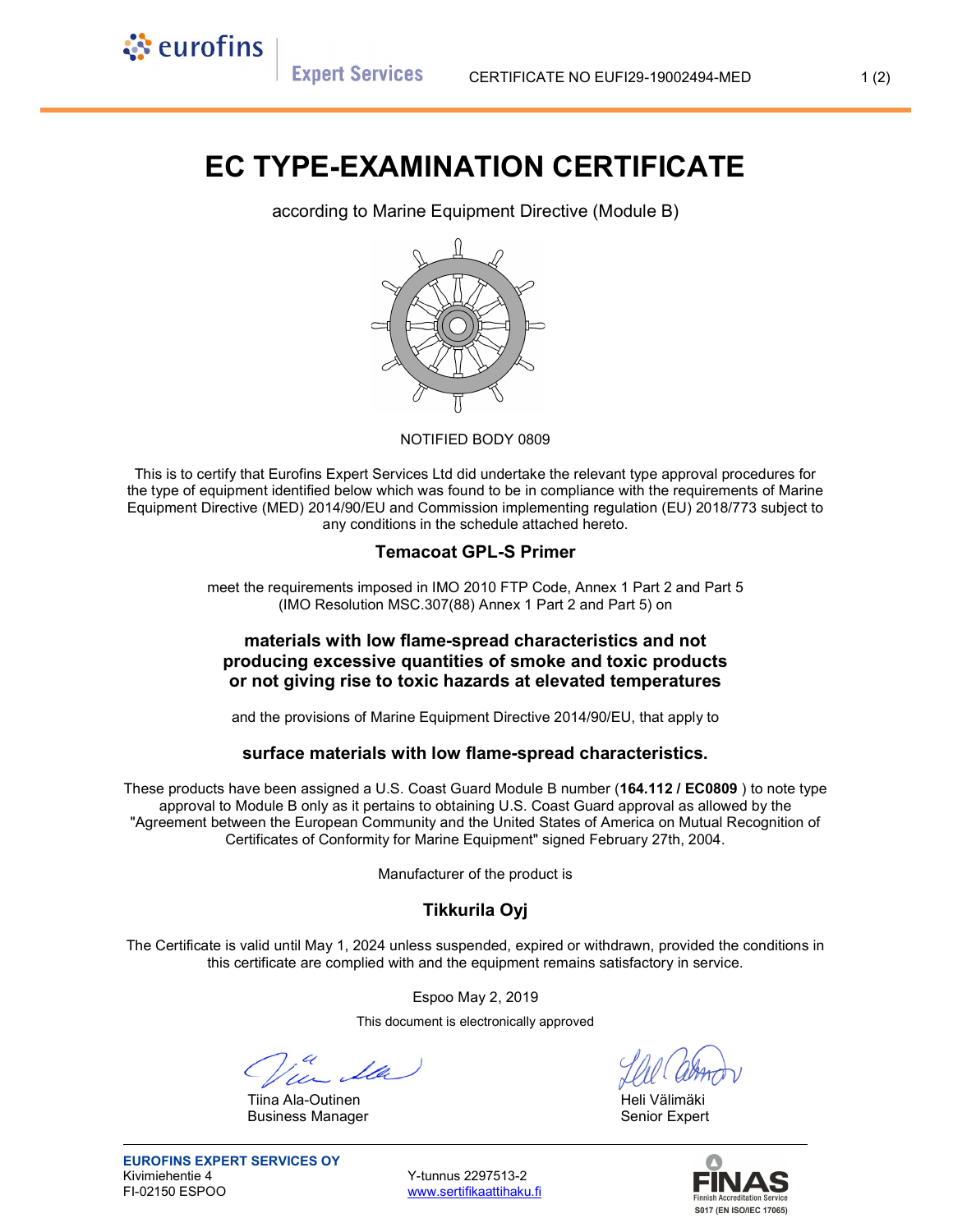CERTIFICATE NO EUFI29-19002494-MED

# EC TYPE-EXAMINATION CERTIFICATE

according to Marine Equipment Directive (Module B)

NOTIFIED BODY 0809

This is to certify that Eurofins Expert Services Ltd did undertake the relevant type approval procedures for the type of equipment identified below which was found to be in compliance with the requirements of Marine Equipment Directive (MED) 2014/90/EU and Commission implementing regulation (EU) 2018/773 subject to any conditions in the schedule attached hereto.

### Temacoat GPL-S Primer

meet the requirements imposed in IMO 2010 FTP Code, Annex 1 Part 2 and Part 5 (IMO Resolution MSC.307(88) Annex 1 Part 2 and Part 5) on

### materials with low flame-spread characteristics and not producing excessive quantities of smoke and toxic products or not giving rise to toxic hazards at elevated temperatures

and the provisions of Marine Equipment Directive 2014/90/EU, that apply to

### surface materials with low flame-spread characteristics.

These products have been assigned a U.S. Coast Guard Module B number (**164.112 / EC0809** ) to note type approval to Module B only as it pertains to obtaining U.S. Coast Guard approval as allowed by the "Agreement between the European Community and the United States of America on Mutual Recognition of Certificates of Conformity for Marine Equipment" signed February 27th, 2004.

Manufacturer of the product is

### Tikkurila Oyj

The Certificate is valid until May 1, 2024 unless suspended, expired or withdrawn, provided the conditions in this certificate are complied with and the equipment remains satisfactory in service.

Espoo May 2, 2019

This document is electronically approved

Tiina Ala-Outinen
Business Manager

Heli Välimäki
Senior Expert

**EUROFINS EXPERT SERVICES OY**
Kivimiehentie 4
FI-02150 ESPOO

Y-tunnus 2297513-2
www.sertifikaattihaku.fi

FINAS Finnish Accreditation Service
S017 (EN ISO/IEC 17065)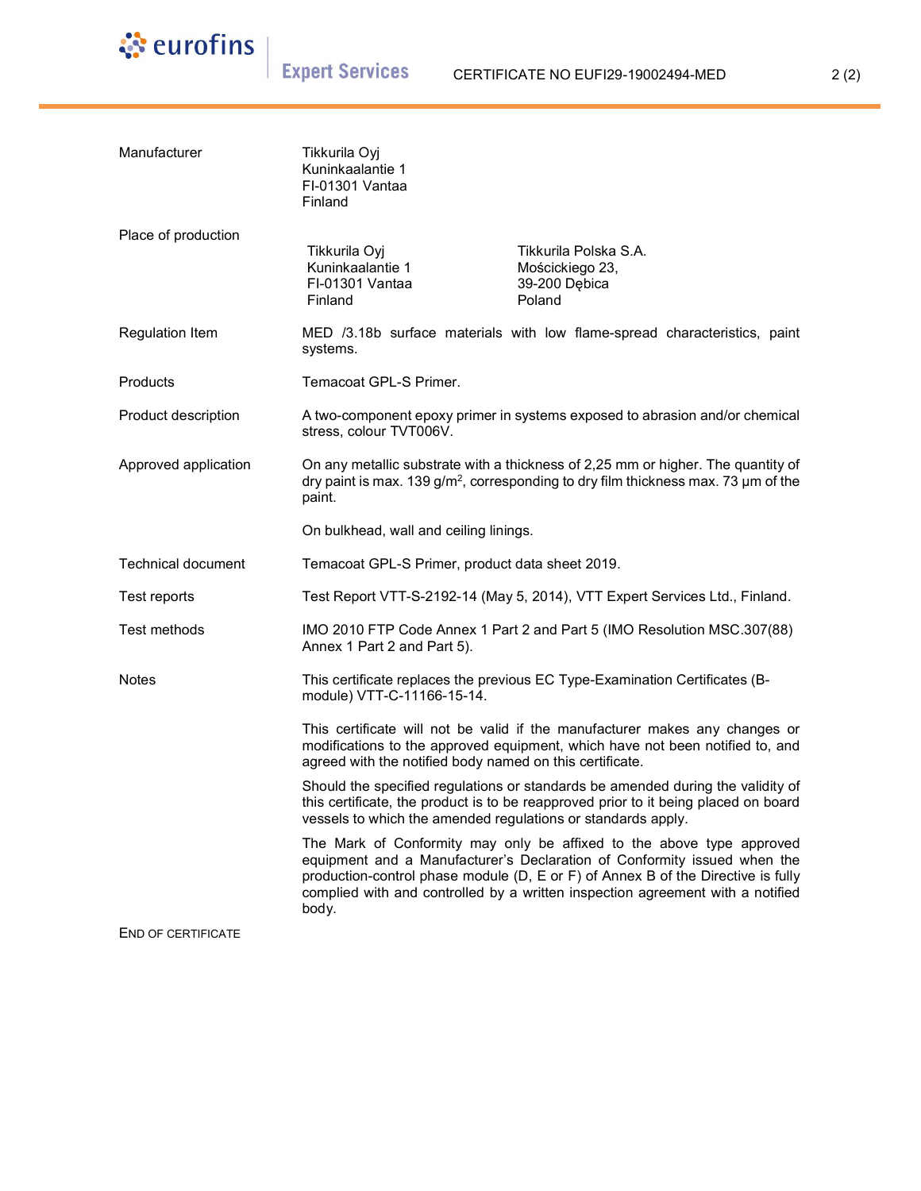| | |
|---|---|
| Manufacturer | Tikkurila Oyj<br>Kuninkaalantie 1<br>FI-01301 Vantaa<br>Finland |
| Place of production | Tikkurila Oyj<br>Kuninkaalantie 1<br>FI-01301 Vantaa<br>Finland<br><br>Tikkurila Polska S.A.<br>Mościckiego 23,<br>39-200 Dębica<br>Poland |
| Regulation Item | MED /3.18b surface materials with low flame-spread characteristics, paint systems. |
| Products | Temacoat GPL-S Primer. |
| Product description | A two-component epoxy primer in systems exposed to abrasion and/or chemical stress, colour TVT006V. |
| Approved application | On any metallic substrate with a thickness of 2,25 mm or higher. The quantity of dry paint is max. 139 g/m$^2$, corresponding to dry film thickness max. 73 µm of the paint.<br><br>On bulkhead, wall and ceiling linings. |
| Technical document | Temacoat GPL-S Primer, product data sheet 2019. |
| Test reports | Test Report VTT-S-2192-14 (May 5, 2014), VTT Expert Services Ltd., Finland. |
| Test methods | IMO 2010 FTP Code Annex 1 Part 2 and Part 5 (IMO Resolution MSC.307(88) Annex 1 Part 2 and Part 5). |
| Notes | This certificate replaces the previous EC Type-Examination Certificates (B-module) VTT-C-11166-15-14.<br><br>This certificate will not be valid if the manufacturer makes any changes or modifications to the approved equipment, which have not been notified to, and agreed with the notified body named on this certificate.<br><br>Should the specified regulations or standards be amended during the validity of this certificate, the product is to be reapproved prior to it being placed on board vessels to which the amended regulations or standards apply.<br><br>The Mark of Conformity may only be affixed to the above type approved equipment and a Manufacturer's Declaration of Conformity issued when the production-control phase module (D, E or F) of Annex B of the Directive is fully complied with and controlled by a written inspection agreement with a notified body. |

END OF CERTIFICATE